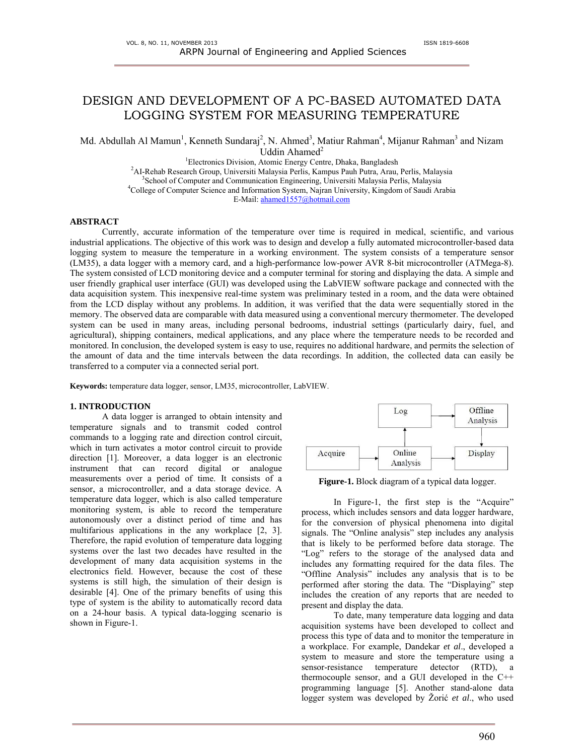# DESIGN AND DEVELOPMENT OF A PC-BASED AUTOMATED DATA LOGGING SYSTEM FOR MEASURING TEMPERATURE

Md. Abdullah Al Mamun[1], Kenneth Sundaraj[2], N. Ahmed[3], Matiur Rahman[4], Mijanur Rahman[3] and Nizam Uddin Ahamed[2]

[1]Electronics Division, Atomic Energy Centre, Dhaka, Bangladesh
[2]AI-Rehab Research Group, Universiti Malaysia Perlis, Kampus Pauh Putra, Arau, Perlis, Malaysia
[3]School of Computer and Communication Engineering, Universiti Malaysia Perlis, Malaysia
[4]College of Computer Science and Information System, Najran University, Kingdom of Saudi Arabia
E-Mail: ahamed1557@hotmail.com

## ABSTRACT

Currently, accurate information of the temperature over time is required in medical, scientific, and various industrial applications. The objective of this work was to design and develop a fully automated microcontroller-based data logging system to measure the temperature in a working environment. The system consists of a temperature sensor (LM35), a data logger with a memory card, and a high-performance low-power AVR 8-bit microcontroller (ATMega-8). The system consisted of LCD monitoring device and a computer terminal for storing and displaying the data. A simple and user friendly graphical user interface (GUI) was developed using the LabVIEW software package and connected with the data acquisition system. This inexpensive real-time system was preliminary tested in a room, and the data were obtained from the LCD display without any problems. In addition, it was verified that the data were sequentially stored in the memory. The observed data are comparable with data measured using a conventional mercury thermometer. The developed system can be used in many areas, including personal bedrooms, industrial settings (particularly dairy, fuel, and agricultural), shipping containers, medical applications, and any place where the temperature needs to be recorded and monitored. In conclusion, the developed system is easy to use, requires no additional hardware, and permits the selection of the amount of data and the time intervals between the data recordings. In addition, the collected data can easily be transferred to a computer via a connected serial port.

**Keywords:** temperature data logger, sensor, LM35, microcontroller, LabVIEW.

## 1. INTRODUCTION

A data logger is arranged to obtain intensity and temperature signals and to transmit coded control commands to a logging rate and direction control circuit, which in turn activates a motor control circuit to provide direction [1]. Moreover, a data logger is an electronic instrument that can record digital or analogue measurements over a period of time. It consists of a sensor, a microcontroller, and a data storage device. A temperature data logger, which is also called temperature monitoring system, is able to record the temperature autonomously over a distinct period of time and has multifarious applications in the any workplace [2, 3]. Therefore, the rapid evolution of temperature data logging systems over the last two decades have resulted in the development of many data acquisition systems in the electronics field. However, because the cost of these systems is still high, the simulation of their design is desirable [4]. One of the primary benefits of using this type of system is the ability to automatically record data on a 24-hour basis. A typical data-logging scenario is shown in Figure-1.

```
                          Log  ---------->  Offline Analysis
                           ^                      |
                           |                      v
Acquire  ---------->  Online Analysis  -------> Display
```

**Figure-1.** Block diagram of a typical data logger.

In Figure-1, the first step is the "Acquire" process, which includes sensors and data logger hardware, for the conversion of physical phenomena into digital signals. The "Online analysis" step includes any analysis that is likely to be performed before data storage. The "Log" refers to the storage of the analysed data and includes any formatting required for the data files. The "Offline Analysis" includes any analysis that is to be performed after storing the data. The "Displaying" step includes the creation of any reports that are needed to present and display the data.

To date, many temperature data logging and data acquisition systems have been developed to collect and process this type of data and to monitor the temperature in a workplace. For example, Dandekar *et al*., developed a system to measure and store the temperature using a sensor-resistance temperature detector (RTD), a thermocouple sensor, and a GUI developed in the C++ programming language [5]. Another stand-alone data logger system was developed by Žorić *et al*., who used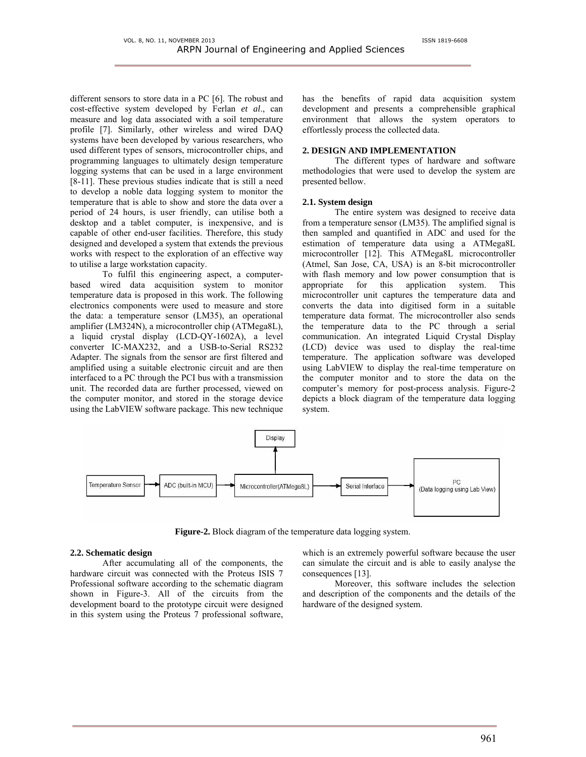different sensors to store data in a PC [6]. The robust and cost-effective system developed by Ferlan *et al*., can measure and log data associated with a soil temperature profile [7]. Similarly, other wireless and wired DAQ systems have been developed by various researchers, who used different types of sensors, microcontroller chips, and programming languages to ultimately design temperature logging systems that can be used in a large environment [8-11]. These previous studies indicate that is still a need to develop a noble data logging system to monitor the temperature that is able to show and store the data over a period of 24 hours, is user friendly, can utilise both a desktop and a tablet computer, is inexpensive, and is capable of other end-user facilities. Therefore, this study designed and developed a system that extends the previous works with respect to the exploration of an effective way to utilise a large workstation capacity.

To fulfil this engineering aspect, a computer-based wired data acquisition system to monitor temperature data is proposed in this work. The following electronics components were used to measure and store the data: a temperature sensor (LM35), an operational amplifier (LM324N), a microcontroller chip (ATMega8L), a liquid crystal display (LCD-QY-1602A), a level converter IC-MAX232, and a USB-to-Serial RS232 Adapter. The signals from the sensor are first filtered and amplified using a suitable electronic circuit and are then interfaced to a PC through the PCI bus with a transmission unit. The recorded data are further processed, viewed on the computer monitor, and stored in the storage device using the LabVIEW software package. This new technique has the benefits of rapid data acquisition system development and presents a comprehensible graphical environment that allows the system operators to effortlessly process the collected data.

## 2. DESIGN AND IMPLEMENTATION

The different types of hardware and software methodologies that were used to develop the system are presented bellow.

### 2.1. System design

The entire system was designed to receive data from a temperature sensor (LM35). The amplified signal is then sampled and quantified in ADC and used for the estimation of temperature data using a ATMega8L microcontroller [12]. This ATMega8L microcontroller (Atmel, San Jose, CA, USA) is an 8-bit microcontroller with flash memory and low power consumption that is appropriate for this application system. This microcontroller unit captures the temperature data and converts the data into digitised form in a suitable temperature data format. The microcontroller also sends the temperature data to the PC through a serial communication. An integrated Liquid Crystal Display (LCD) device was used to display the real-time temperature. The application software was developed using LabVIEW to display the real-time temperature on the computer monitor and to store the data on the computer's memory for post-process analysis. Figure-2 depicts a block diagram of the temperature data logging system.

**Figure-2.** Block diagram of the temperature data logging system.

### 2.2. Schematic design

After accumulating all of the components, the hardware circuit was connected with the Proteus ISIS 7 Professional software according to the schematic diagram shown in Figure-3. All of the circuits from the development board to the prototype circuit were designed in this system using the Proteus 7 professional software, which is an extremely powerful software because the user can simulate the circuit and is able to easily analyse the consequences [13].

Moreover, this software includes the selection and description of the components and the details of the hardware of the designed system.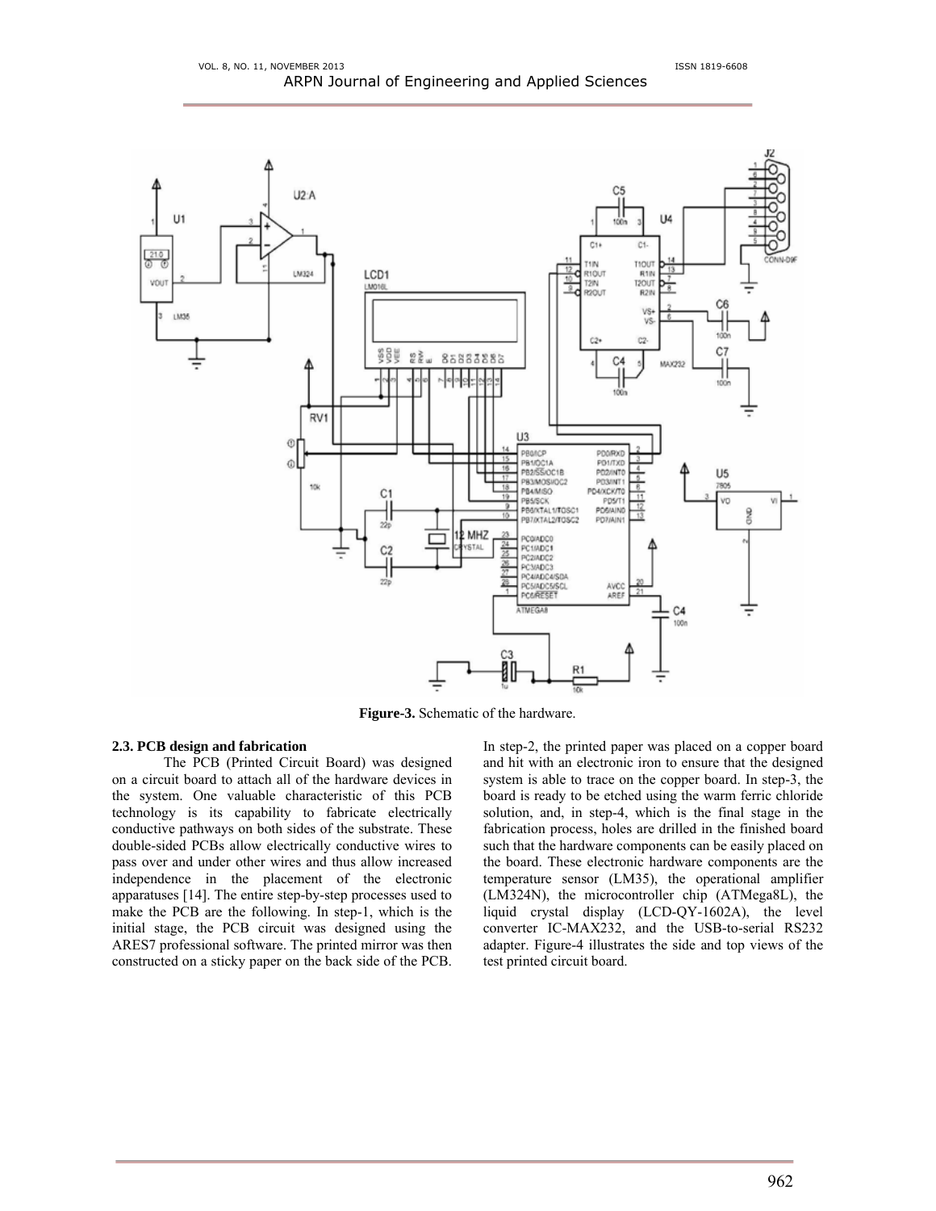**Figure-3.** Schematic of the hardware.

### 2.3. PCB design and fabrication

The PCB (Printed Circuit Board) was designed on a circuit board to attach all of the hardware devices in the system. One valuable characteristic of this PCB technology is its capability to fabricate electrically conductive pathways on both sides of the substrate. These double-sided PCBs allow electrically conductive wires to pass over and under other wires and thus allow increased independence in the placement of the electronic apparatuses [14]. The entire step-by-step processes used to make the PCB are the following. In step-1, which is the initial stage, the PCB circuit was designed using the ARES7 professional software. The printed mirror was then constructed on a sticky paper on the back side of the PCB. In step-2, the printed paper was placed on a copper board and hit with an electronic iron to ensure that the designed system is able to trace on the copper board. In step-3, the board is ready to be etched using the warm ferric chloride solution, and, in step-4, which is the final stage in the fabrication process, holes are drilled in the finished board such that the hardware components can be easily placed on the board. These electronic hardware components are the temperature sensor (LM35), the operational amplifier (LM324N), the microcontroller chip (ATMega8L), the liquid crystal display (LCD-QY-1602A), the level converter IC-MAX232, and the USB-to-serial RS232 adapter. Figure-4 illustrates the side and top views of the test printed circuit board.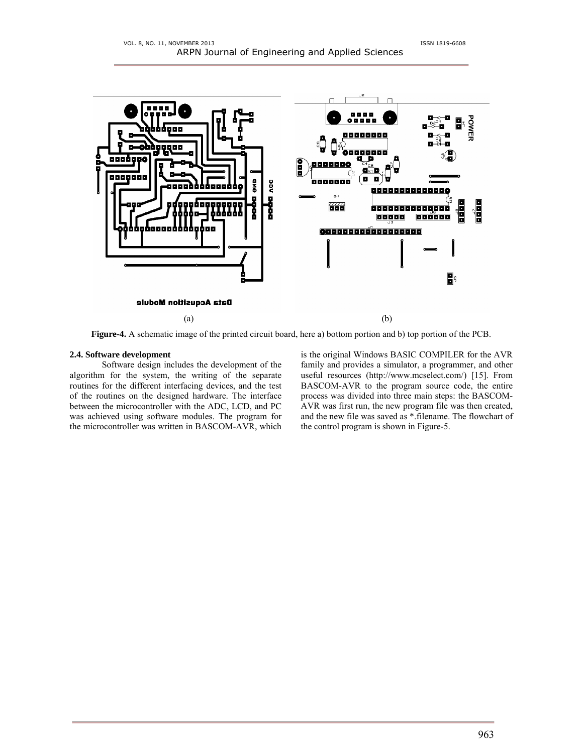(a) (b)

**Figure-4.** A schematic image of the printed circuit board, here a) bottom portion and b) top portion of the PCB.

**2.4. Software development**

Software design includes the development of the algorithm for the system, the writing of the separate routines for the different interfacing devices, and the test of the routines on the designed hardware. The interface between the microcontroller with the ADC, LCD, and PC was achieved using software modules. The program for the microcontroller was written in BASCOM-AVR, which is the original Windows BASIC COMPILER for the AVR family and provides a simulator, a programmer, and other useful resources (http://www.mcselect.com/) [15]. From BASCOM-AVR to the program source code, the entire process was divided into three main steps: the BASCOM-AVR was first run, the new program file was then created, and the new file was saved as *.filename. The flowchart of the control program is shown in Figure-5.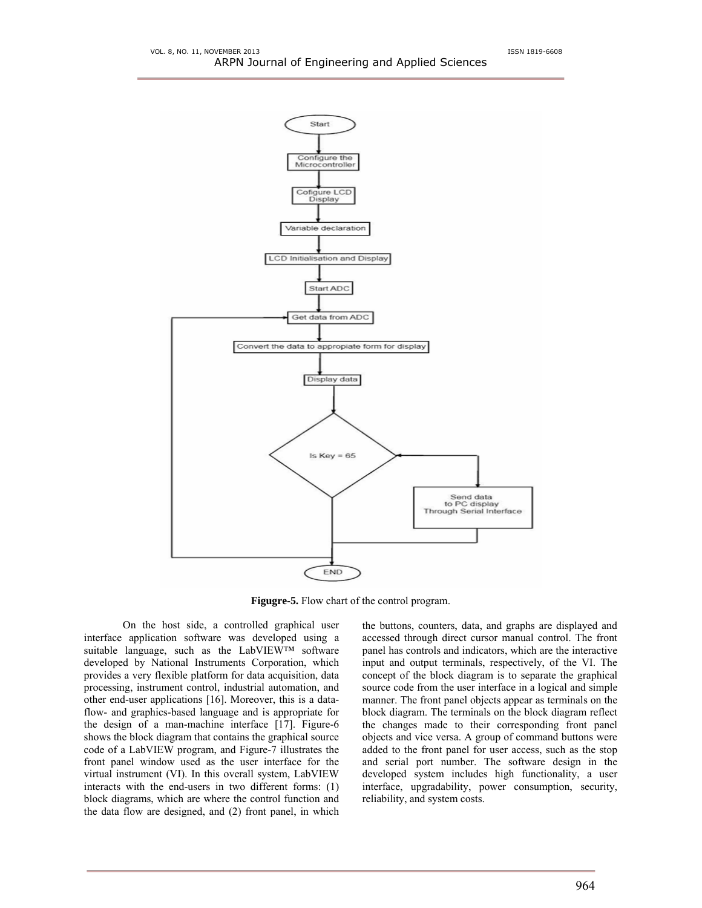**Figugre-5.** Flow chart of the control program.

On the host side, a controlled graphical user interface application software was developed using a suitable language, such as the LabVIEW™ software developed by National Instruments Corporation, which provides a very flexible platform for data acquisition, data processing, instrument control, industrial automation, and other end-user applications [16]. Moreover, this is a data-flow- and graphics-based language and is appropriate for the design of a man-machine interface [17]. Figure-6 shows the block diagram that contains the graphical source code of a LabVIEW program, and Figure-7 illustrates the front panel window used as the user interface for the virtual instrument (VI). In this overall system, LabVIEW interacts with the end-users in two different forms: (1) block diagrams, which are where the control function and the data flow are designed, and (2) front panel, in which the buttons, counters, data, and graphs are displayed and accessed through direct cursor manual control. The front panel has controls and indicators, which are the interactive input and output terminals, respectively, of the VI. The concept of the block diagram is to separate the graphical source code from the user interface in a logical and simple manner. The front panel objects appear as terminals on the block diagram. The terminals on the block diagram reflect the changes made to their corresponding front panel objects and vice versa. A group of command buttons were added to the front panel for user access, such as the stop and serial port number. The software design in the developed system includes high functionality, a user interface, upgradability, power consumption, security, reliability, and system costs.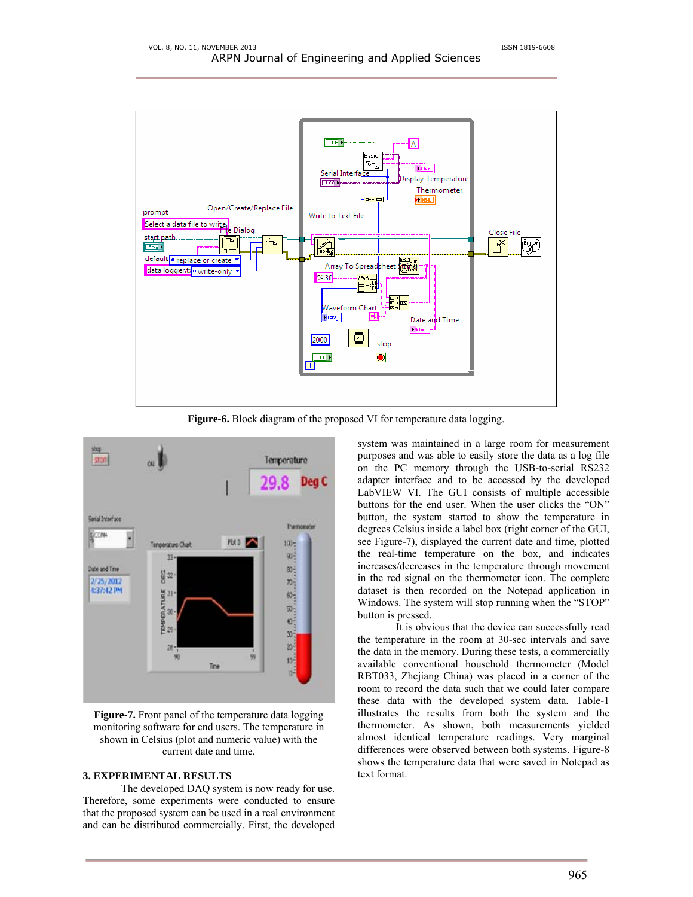**Figure-6.** Block diagram of the proposed VI for temperature data logging.

**Figure-7.** Front panel of the temperature data logging monitoring software for end users. The temperature in shown in Celsius (plot and numeric value) with the current date and time.

## 3. EXPERIMENTAL RESULTS

The developed DAQ system is now ready for use. Therefore, some experiments were conducted to ensure that the proposed system can be used in a real environment and can be distributed commercially. First, the developed system was maintained in a large room for measurement purposes and was able to easily store the data as a log file on the PC memory through the USB-to-serial RS232 adapter interface and to be accessed by the developed LabVIEW VI. The GUI consists of multiple accessible buttons for the end user. When the user clicks the "ON" button, the system started to show the temperature in degrees Celsius inside a label box (right corner of the GUI, see Figure-7), displayed the current date and time, plotted the real-time temperature on the box, and indicates increases/decreases in the temperature through movement in the red signal on the thermometer icon. The complete dataset is then recorded on the Notepad application in Windows. The system will stop running when the "STOP" button is pressed.

It is obvious that the device can successfully read the temperature in the room at 30-sec intervals and save the data in the memory. During these tests, a commercially available conventional household thermometer (Model RBT033, Zhejiang China) was placed in a corner of the room to record the data such that we could later compare these data with the developed system data. Table-1 illustrates the results from both the system and the thermometer. As shown, both measurements yielded almost identical temperature readings. Very marginal differences were observed between both systems. Figure-8 shows the temperature data that were saved in Notepad as text format.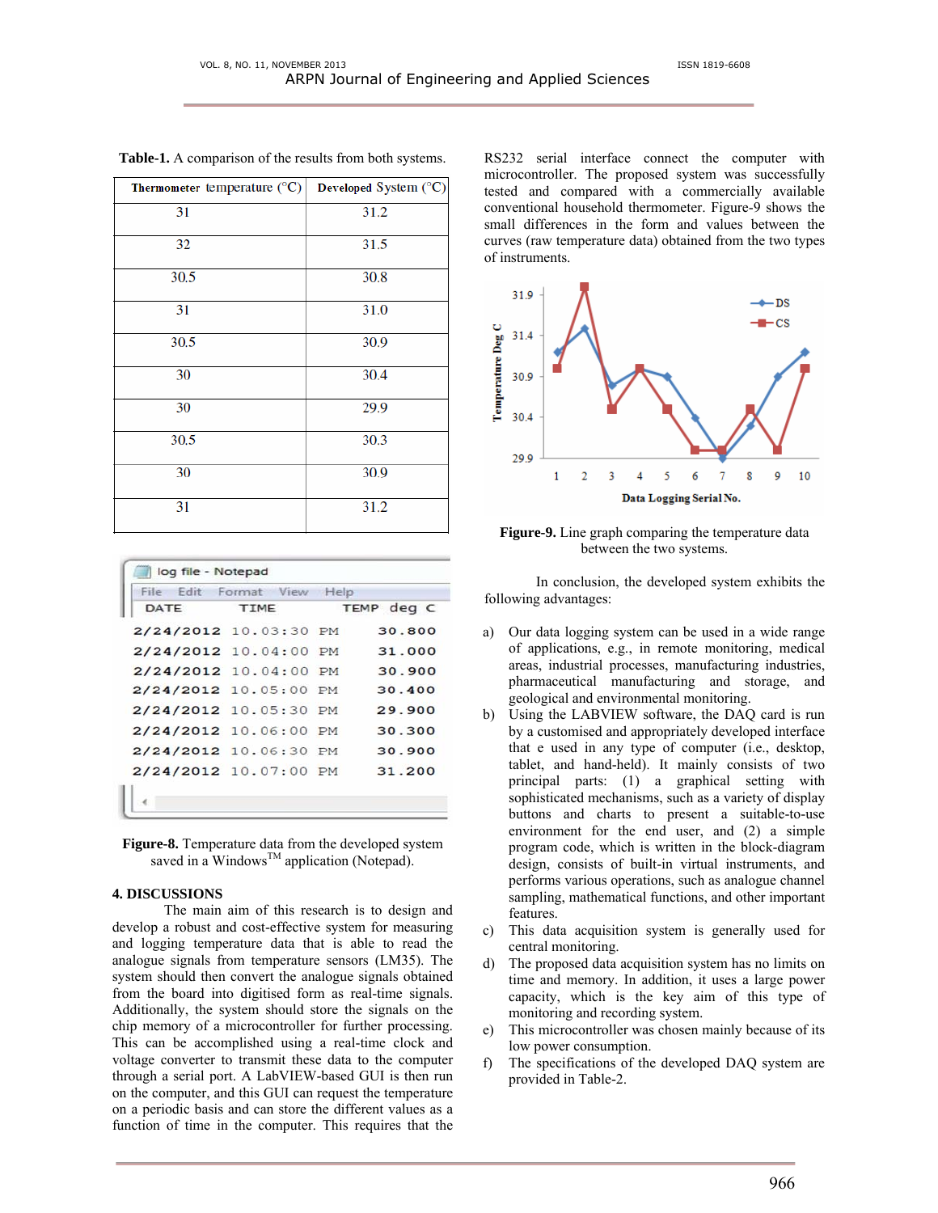**Table-1.** A comparison of the results from both systems.

| Thermometer temperature (°C) | Developed System (°C) |
|---|---|
| 31 | 31.2 |
| 32 | 31.5 |
| 30.5 | 30.8 |
| 31 | 31.0 |
| 30.5 | 30.9 |
| 30 | 30.4 |
| 30 | 29.9 |
| 30.5 | 30.3 |
| 30 | 30.9 |
| 31 | 31.2 |

```
log file - Notepad
File  Edit  Format  View  Help
DATE        TIME          TEMP deg C
2/24/2012  10.03:30 PM    30.800
2/24/2012  10.04:00 PM    31.000
2/24/2012  10.04:00 PM    30.900
2/24/2012  10.05:00 PM    30.400
2/24/2012  10.05:30 PM    29.900
2/24/2012  10.06:00 PM    30.300
2/24/2012  10.06:30 PM    30.900
2/24/2012  10.07:00 PM    31.200
```

**Figure-8.** Temperature data from the developed system saved in a Windows[TM] application (Notepad).

## 4. DISCUSSIONS

The main aim of this research is to design and develop a robust and cost-effective system for measuring and logging temperature data that is able to read the analogue signals from temperature sensors (LM35). The system should then convert the analogue signals obtained from the board into digitised form as real-time signals. Additionally, the system should store the signals on the chip memory of a microcontroller for further processing. This can be accomplished using a real-time clock and voltage converter to transmit these data to the computer through a serial port. A LabVIEW-based GUI is then run on the computer, and this GUI can request the temperature on a periodic basis and can store the different values as a function of time in the computer. This requires that the RS232 serial interface connect the computer with microcontroller. The proposed system was successfully tested and compared with a commercially available conventional household thermometer. Figure-9 shows the small differences in the form and values between the curves (raw temperature data) obtained from the two types of instruments.

**Figure-9.** Line graph comparing the temperature data between the two systems.

In conclusion, the developed system exhibits the following advantages:

a) Our data logging system can be used in a wide range of applications, e.g., in remote monitoring, medical areas, industrial processes, manufacturing industries, pharmaceutical manufacturing and storage, and geological and environmental monitoring.
b) Using the LABVIEW software, the DAQ card is run by a customised and appropriately developed interface that e used in any type of computer (i.e., desktop, tablet, and hand-held). It mainly consists of two principal parts: (1) a graphical setting with sophisticated mechanisms, such as a variety of display buttons and charts to present a suitable-to-use environment for the end user, and (2) a simple program code, which is written in the block-diagram design, consists of built-in virtual instruments, and performs various operations, such as analogue channel sampling, mathematical functions, and other important features.
c) This data acquisition system is generally used for central monitoring.
d) The proposed data acquisition system has no limits on time and memory. In addition, it uses a large power capacity, which is the key aim of this type of monitoring and recording system.
e) This microcontroller was chosen mainly because of its low power consumption.
f) The specifications of the developed DAQ system are provided in Table-2.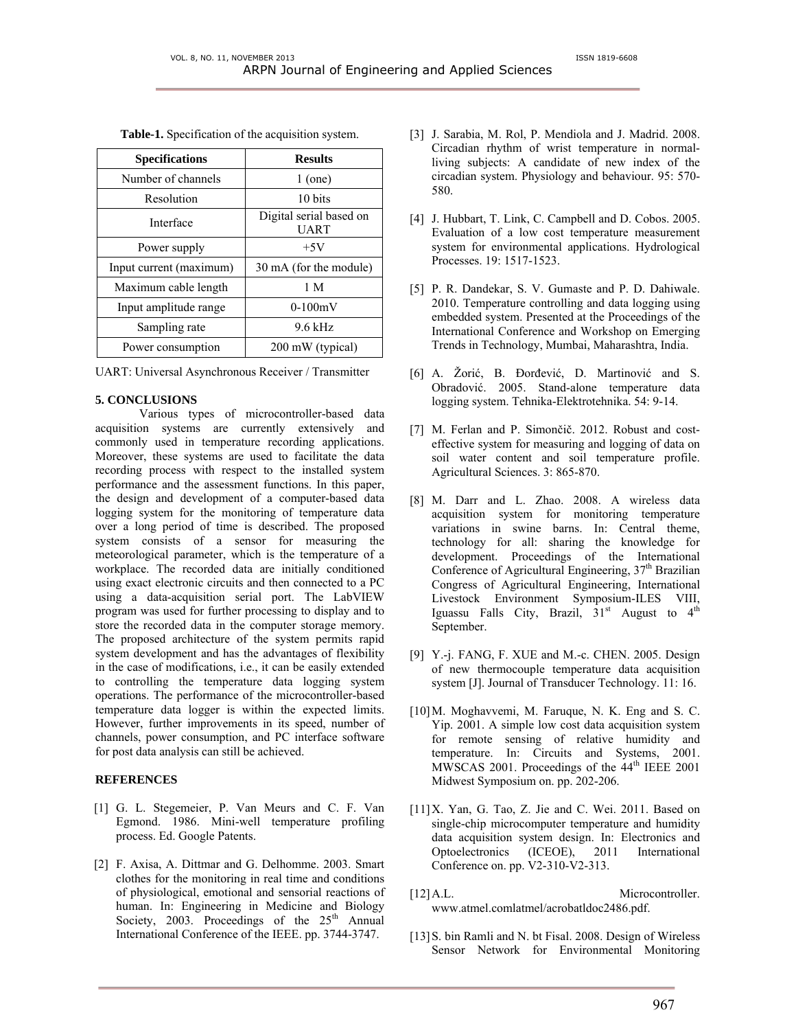**Table-1.** Specification of the acquisition system.

| Specifications | Results |
|---|---|
| Number of channels | 1 (one) |
| Resolution | 10 bits |
| Interface | Digital serial based on UART |
| Power supply | +5V |
| Input current (maximum) | 30 mA (for the module) |
| Maximum cable length | 1 M |
| Input amplitude range | 0-100mV |
| Sampling rate | 9.6 kHz |
| Power consumption | 200 mW (typical) |

UART: Universal Asynchronous Receiver / Transmitter

## 5. CONCLUSIONS

Various types of microcontroller-based data acquisition systems are currently extensively and commonly used in temperature recording applications. Moreover, these systems are used to facilitate the data recording process with respect to the installed system performance and the assessment functions. In this paper, the design and development of a computer-based data logging system for the monitoring of temperature data over a long period of time is described. The proposed system consists of a sensor for measuring the meteorological parameter, which is the temperature of a workplace. The recorded data are initially conditioned using exact electronic circuits and then connected to a PC using a data-acquisition serial port. The LabVIEW program was used for further processing to display and to store the recorded data in the computer storage memory. The proposed architecture of the system permits rapid system development and has the advantages of flexibility in the case of modifications, i.e., it can be easily extended to controlling the temperature data logging system operations. The performance of the microcontroller-based temperature data logger is within the expected limits. However, further improvements in its speed, number of channels, power consumption, and PC interface software for post data analysis can still be achieved.

## REFERENCES

[1] G. L. Stegemeier, P. Van Meurs and C. F. Van Egmond. 1986. Mini-well temperature profiling process. Ed. Google Patents.

[2] F. Axisa, A. Dittmar and G. Delhomme. 2003. Smart clothes for the monitoring in real time and conditions of physiological, emotional and sensorial reactions of human. In: Engineering in Medicine and Biology Society, 2003. Proceedings of the 25th Annual International Conference of the IEEE. pp. 3744-3747.

[3] J. Sarabia, M. Rol, P. Mendiola and J. Madrid. 2008. Circadian rhythm of wrist temperature in normal-living subjects: A candidate of new index of the circadian system. Physiology and behaviour. 95: 570-580.

[4] J. Hubbart, T. Link, C. Campbell and D. Cobos. 2005. Evaluation of a low cost temperature measurement system for environmental applications. Hydrological Processes. 19: 1517-1523.

[5] P. R. Dandekar, S. V. Gumaste and P. D. Dahiwale. 2010. Temperature controlling and data logging using embedded system. Presented at the Proceedings of the International Conference and Workshop on Emerging Trends in Technology, Mumbai, Maharashtra, India.

[6] A. Žorić, B. Đorđević, D. Martinović and S. Obradović. 2005. Stand-alone temperature data logging system. Tehnika-Elektrotehnika. 54: 9-14.

[7] M. Ferlan and P. Simončič. 2012. Robust and cost-effective system for measuring and logging of data on soil water content and soil temperature profile. Agricultural Sciences. 3: 865-870.

[8] M. Darr and L. Zhao. 2008. A wireless data acquisition system for monitoring temperature variations in swine barns. In: Central theme, technology for all: sharing the knowledge for development. Proceedings of the International Conference of Agricultural Engineering, 37th Brazilian Congress of Agricultural Engineering, International Livestock Environment Symposium-ILES VIII, Iguassu Falls City, Brazil, 31st August to 4th September.

[9] Y.-j. FANG, F. XUE and M.-c. CHEN. 2005. Design of new thermocouple temperature data acquisition system [J]. Journal of Transducer Technology. 11: 16.

[10] M. Moghavvemi, M. Faruque, N. K. Eng and S. C. Yip. 2001. A simple low cost data acquisition system for remote sensing of relative humidity and temperature. In: Circuits and Systems, 2001. MWSCAS 2001. Proceedings of the 44th IEEE 2001 Midwest Symposium on. pp. 202-206.

[11] X. Yan, G. Tao, Z. Jie and C. Wei. 2011. Based on single-chip microcomputer temperature and humidity data acquisition system design. In: Electronics and Optoelectronics (ICEOE), 2011 International Conference on. pp. V2-310-V2-313.

[12] A.L. Microcontroller. www.atmel.comlatmel/acrobatldoc2486.pdf.

[13] S. bin Ramli and N. bt Fisal. 2008. Design of Wireless Sensor Network for Environmental Monitoring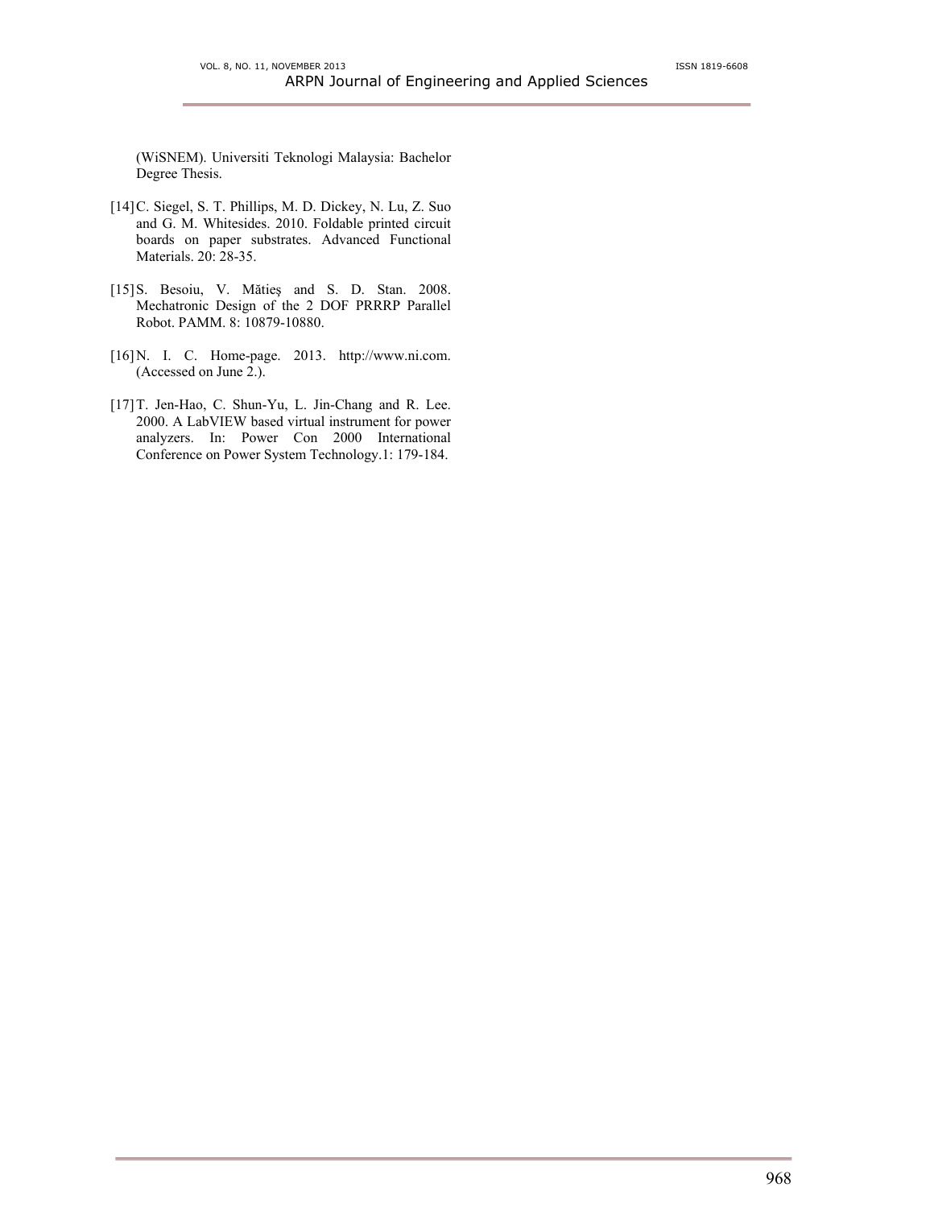(WiSNEM). Universiti Teknologi Malaysia: Bachelor Degree Thesis.

[14] C. Siegel, S. T. Phillips, M. D. Dickey, N. Lu, Z. Suo and G. M. Whitesides. 2010. Foldable printed circuit boards on paper substrates. Advanced Functional Materials. 20: 28-35.

[15] S. Besoiu, V. Mătieş and S. D. Stan. 2008. Mechatronic Design of the 2 DOF PRRRP Parallel Robot. PAMM. 8: 10879-10880.

[16] N. I. C. Home-page. 2013. http://www.ni.com. (Accessed on June 2.).

[17] T. Jen-Hao, C. Shun-Yu, L. Jin-Chang and R. Lee. 2000. A LabVIEW based virtual instrument for power analyzers. In: Power Con 2000 International Conference on Power System Technology.1: 179-184.